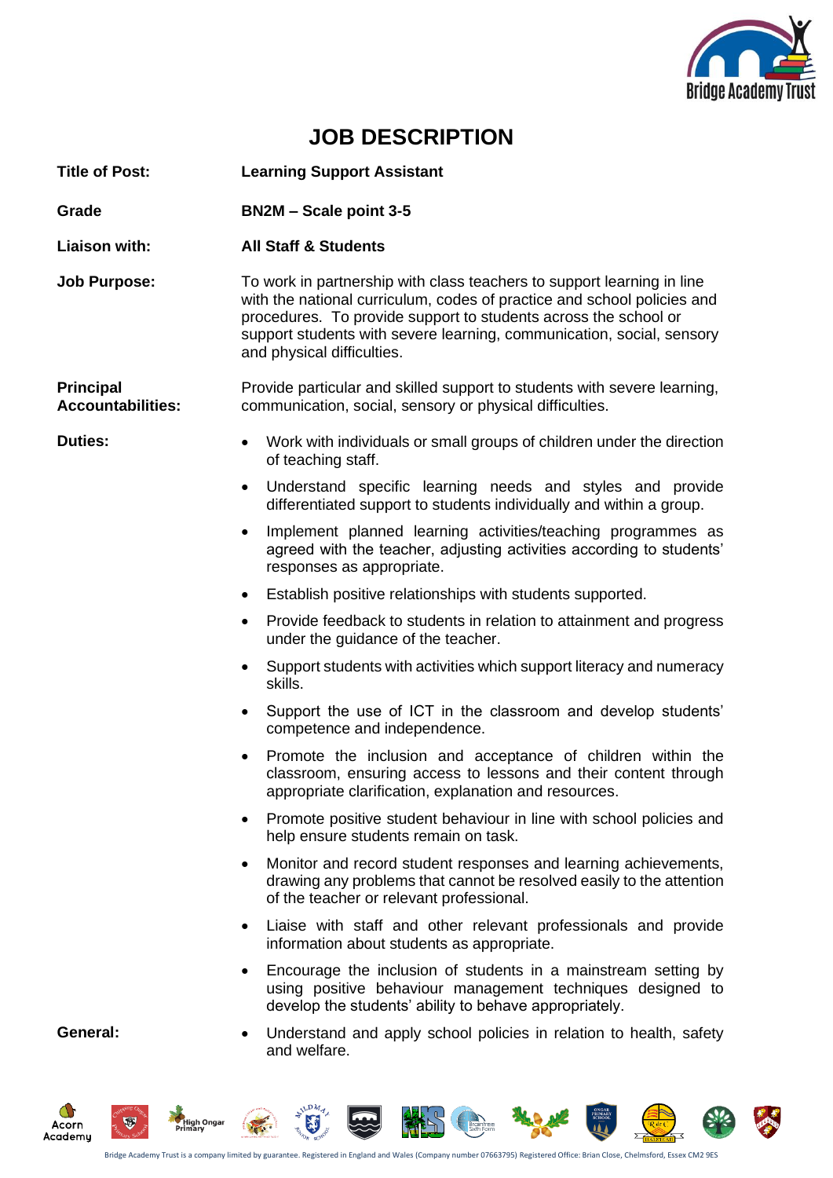# JOB DESCRIPTION

**Title of Post:** **Learning Support Assistant**

**Grade** **BN2M – Scale point 3-5**

**Liaison with:** **All Staff & Students**

**Job Purpose:** To work in partnership with class teachers to support learning in line with the national curriculum, codes of practice and school policies and procedures. To provide support to students across the school or support students with severe learning, communication, social, sensory and physical difficulties.

**Principal Accountabilities:** Provide particular and skilled support to students with severe learning, communication, social, sensory or physical difficulties.

**Duties:**

- Work with individuals or small groups of children under the direction of teaching staff.
- Understand specific learning needs and styles and provide differentiated support to students individually and within a group.
- Implement planned learning activities/teaching programmes as agreed with the teacher, adjusting activities according to students' responses as appropriate.
- Establish positive relationships with students supported.
- Provide feedback to students in relation to attainment and progress under the guidance of the teacher.
- Support students with activities which support literacy and numeracy skills.
- Support the use of ICT in the classroom and develop students' competence and independence.
- Promote the inclusion and acceptance of children within the classroom, ensuring access to lessons and their content through appropriate clarification, explanation and resources.
- Promote positive student behaviour in line with school policies and help ensure students remain on task.
- Monitor and record student responses and learning achievements, drawing any problems that cannot be resolved easily to the attention of the teacher or relevant professional.
- Liaise with staff and other relevant professionals and provide information about students as appropriate.
- Encourage the inclusion of students in a mainstream setting by using positive behaviour management techniques designed to develop the students' ability to behave appropriately.

**General:**

- Understand and apply school policies in relation to health, safety and welfare.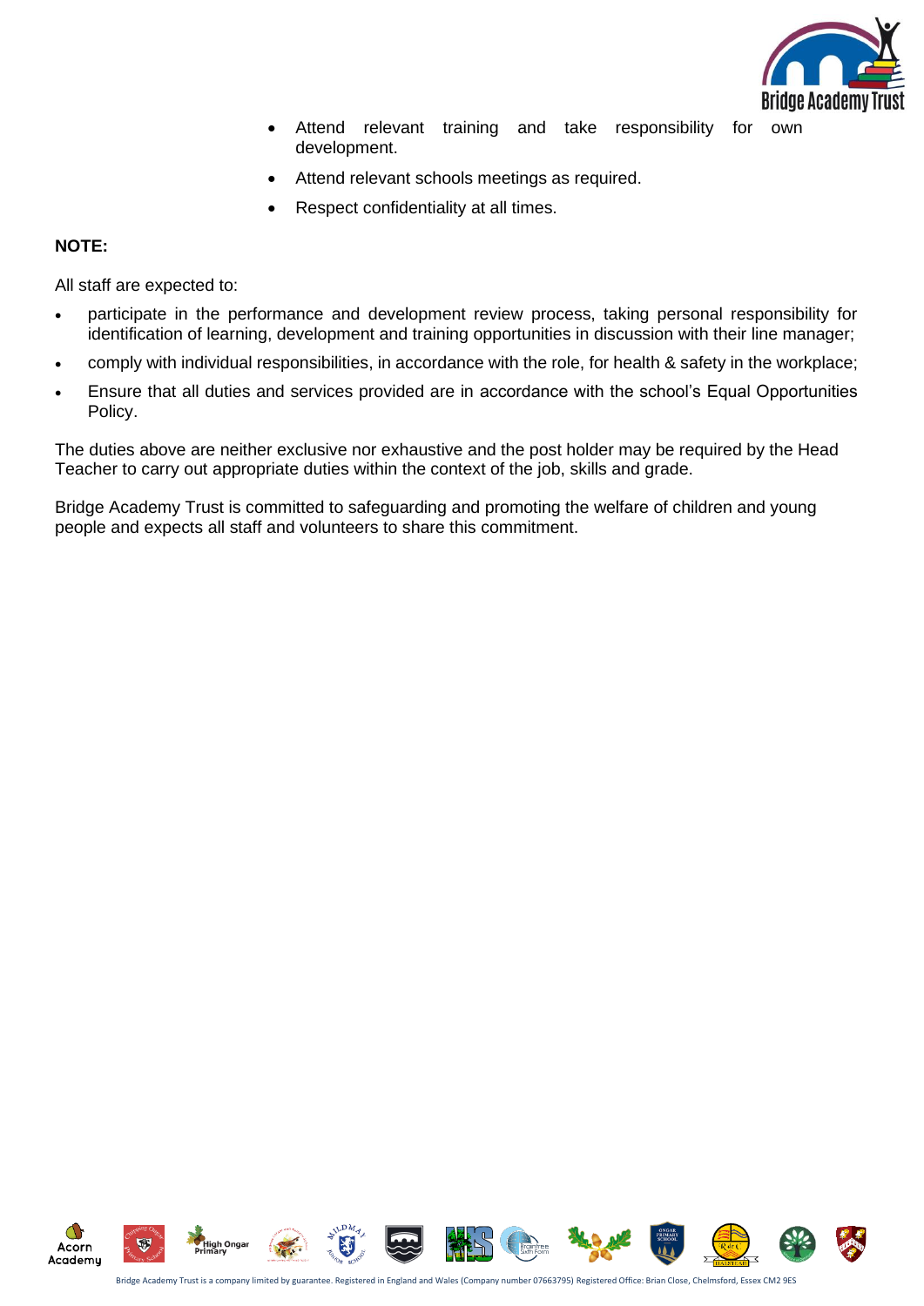- Attend relevant training and take responsibility for own development.
- Attend relevant schools meetings as required.
- Respect confidentiality at all times.

**NOTE:**

All staff are expected to:

- participate in the performance and development review process, taking personal responsibility for identification of learning, development and training opportunities in discussion with their line manager;
- comply with individual responsibilities, in accordance with the role, for health & safety in the workplace;
- Ensure that all duties and services provided are in accordance with the school's Equal Opportunities Policy.

The duties above are neither exclusive nor exhaustive and the post holder may be required by the Head Teacher to carry out appropriate duties within the context of the job, skills and grade.

Bridge Academy Trust is committed to safeguarding and promoting the welfare of children and young people and expects all staff and volunteers to share this commitment.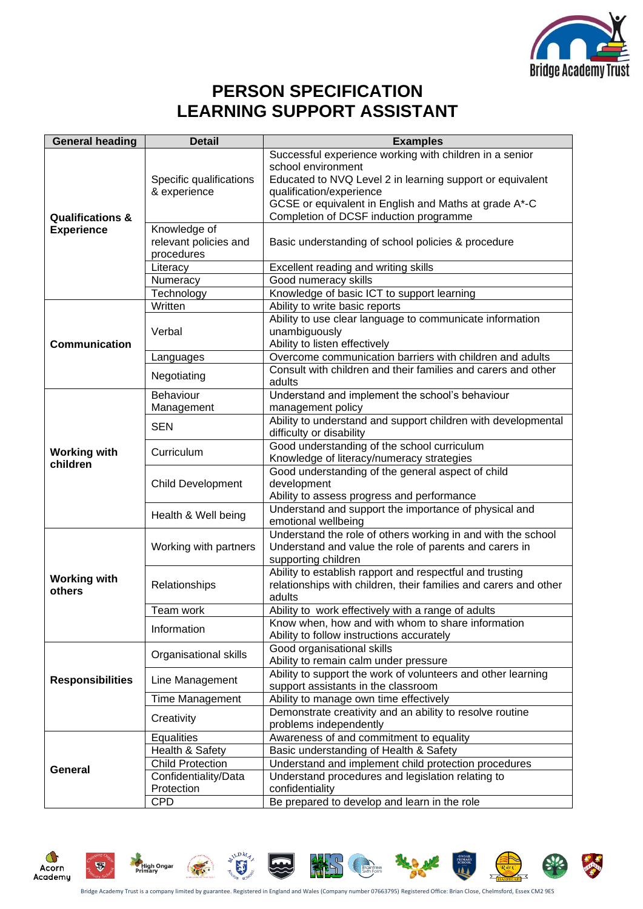# PERSON SPECIFICATION
# LEARNING SUPPORT ASSISTANT

| General heading | Detail | Examples |
|---|---|---|
| **Qualifications & Experience** | Specific qualifications & experience | Successful experience working with children in a senior school environment<br>Educated to NVQ Level 2 in learning support or equivalent qualification/experience<br>GCSE or equivalent in English and Maths at grade A*-C<br>Completion of DCSF induction programme |
| | Knowledge of relevant policies and procedures | Basic understanding of school policies & procedure |
| | Literacy | Excellent reading and writing skills |
| | Numeracy | Good numeracy skills |
| | Technology | Knowledge of basic ICT to support learning |
| **Communication** | Written | Ability to write basic reports |
| | Verbal | Ability to use clear language to communicate information unambiguously<br>Ability to listen effectively |
| | Languages | Overcome communication barriers with children and adults |
| | Negotiating | Consult with children and their families and carers and other adults |
| **Working with children** | Behaviour Management | Understand and implement the school's behaviour management policy |
| | SEN | Ability to understand and support children with developmental difficulty or disability |
| | Curriculum | Good understanding of the school curriculum<br>Knowledge of literacy/numeracy strategies |
| | Child Development | Good understanding of the general aspect of child development<br>Ability to assess progress and performance |
| | Health & Well being | Understand and support the importance of physical and emotional wellbeing |
| **Working with others** | Working with partners | Understand the role of others working in and with the school<br>Understand and value the role of parents and carers in supporting children |
| | Relationships | Ability to establish rapport and respectful and trusting relationships with children, their families and carers and other adults |
| | Team work | Ability to work effectively with a range of adults |
| | Information | Know when, how and with whom to share information<br>Ability to follow instructions accurately |
| **Responsibilities** | Organisational skills | Good organisational skills<br>Ability to remain calm under pressure |
| | Line Management | Ability to support the work of volunteers and other learning support assistants in the classroom |
| | Time Management | Ability to manage own time effectively |
| | Creativity | Demonstrate creativity and an ability to resolve routine problems independently |
| **General** | Equalities | Awareness of and commitment to equality |
| | Health & Safety | Basic understanding of Health & Safety |
| | Child Protection | Understand and implement child protection procedures |
| | Confidentiality/Data Protection | Understand procedures and legislation relating to confidentiality |
| | CPD | Be prepared to develop and learn in the role |

Bridge Academy Trust is a company limited by guarantee. Registered in England and Wales (Company number 07663795) Registered Office: Brian Close, Chelmsford, Essex CM2 9ES